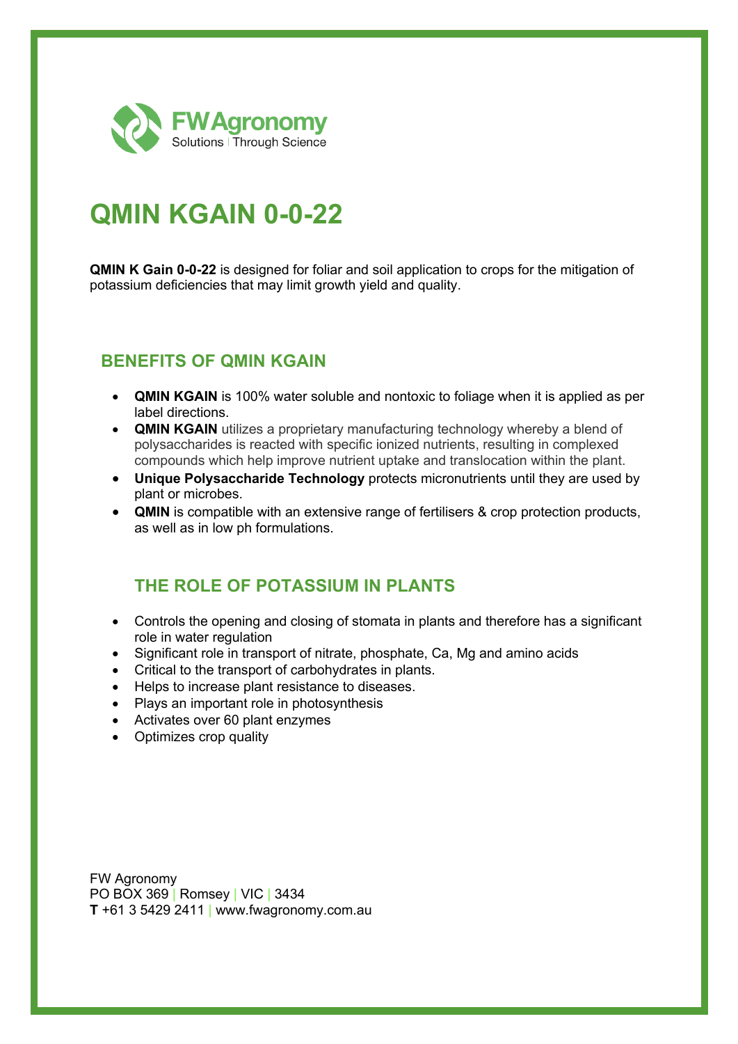FW Agronomy
Solutions | Through Science

# QMIN KGAIN 0-0-22

**QMIN K Gain 0-0-22** is designed for foliar and soil application to crops for the mitigation of potassium deficiencies that may limit growth yield and quality.

## BENEFITS OF QMIN KGAIN

- **QMIN KGAIN** is 100% water soluble and nontoxic to foliage when it is applied as per label directions.
- **QMIN KGAIN** utilizes a proprietary manufacturing technology whereby a blend of polysaccharides is reacted with specific ionized nutrients, resulting in complexed compounds which help improve nutrient uptake and translocation within the plant.
- **Unique Polysaccharide Technology** protects micronutrients until they are used by plant or microbes.
- **QMIN** is compatible with an extensive range of fertilisers & crop protection products, as well as in low ph formulations.

## THE ROLE OF POTASSIUM IN PLANTS

- Controls the opening and closing of stomata in plants and therefore has a significant role in water regulation
- Significant role in transport of nitrate, phosphate, Ca, Mg and amino acids
- Critical to the transport of carbohydrates in plants.
- Helps to increase plant resistance to diseases.
- Plays an important role in photosynthesis
- Activates over 60 plant enzymes
- Optimizes crop quality

FW Agronomy
PO BOX 369 | Romsey | VIC | 3434
**T** +61 3 5429 2411 | www.fwagronomy.com.au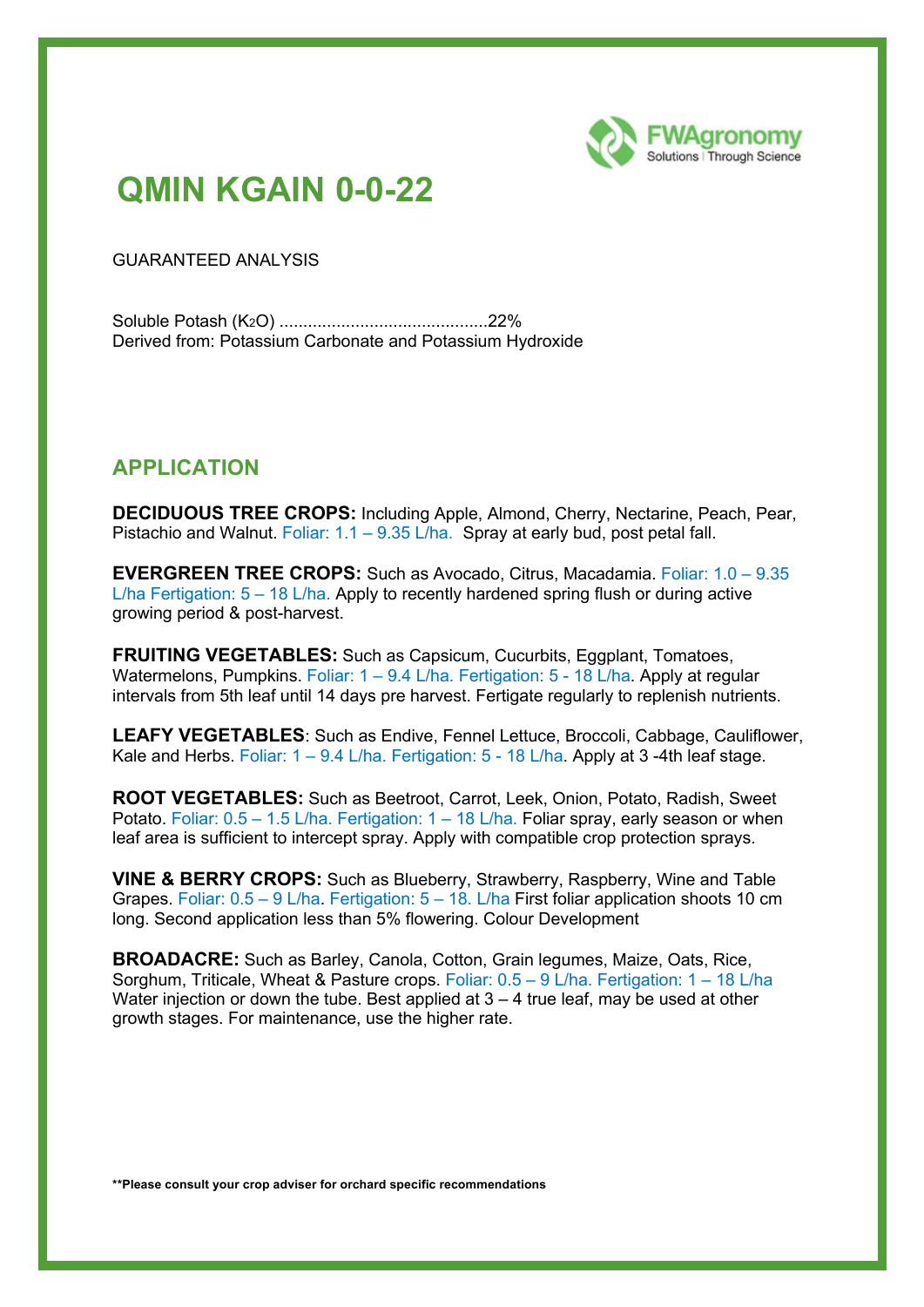FWAgronomy
Solutions | Through Science

# QMIN KGAIN 0-0-22

GUARANTEED ANALYSIS

Soluble Potash ($K_2O$) ............................................22%
Derived from: Potassium Carbonate and Potassium Hydroxide

## APPLICATION

**DECIDUOUS TREE CROPS:** Including Apple, Almond, Cherry, Nectarine, Peach, Pear, Pistachio and Walnut. Foliar: 1.1 – 9.35 L/ha. Spray at early bud, post petal fall.

**EVERGREEN TREE CROPS:** Such as Avocado, Citrus, Macadamia. Foliar: 1.0 – 9.35 L/ha Fertigation: 5 – 18 L/ha. Apply to recently hardened spring flush or during active growing period & post-harvest.

**FRUITING VEGETABLES:** Such as Capsicum, Cucurbits, Eggplant, Tomatoes, Watermelons, Pumpkins. Foliar: 1 – 9.4 L/ha. Fertigation: 5 - 18 L/ha. Apply at regular intervals from 5th leaf until 14 days pre harvest. Fertigate regularly to replenish nutrients.

**LEAFY VEGETABLES**: Such as Endive, Fennel Lettuce, Broccoli, Cabbage, Cauliflower, Kale and Herbs. Foliar: 1 – 9.4 L/ha. Fertigation: 5 - 18 L/ha. Apply at 3 -4th leaf stage.

**ROOT VEGETABLES:** Such as Beetroot, Carrot, Leek, Onion, Potato, Radish, Sweet Potato. Foliar: 0.5 – 1.5 L/ha. Fertigation: 1 – 18 L/ha. Foliar spray, early season or when leaf area is sufficient to intercept spray. Apply with compatible crop protection sprays.

**VINE & BERRY CROPS:** Such as Blueberry, Strawberry, Raspberry, Wine and Table Grapes. Foliar: 0.5 – 9 L/ha. Fertigation: 5 – 18. L/ha First foliar application shoots 10 cm long. Second application less than 5% flowering. Colour Development

**BROADACRE:** Such as Barley, Canola, Cotton, Grain legumes, Maize, Oats, Rice, Sorghum, Triticale, Wheat & Pasture crops. Foliar: 0.5 – 9 L/ha. Fertigation: 1 – 18 L/ha Water injection or down the tube. Best applied at 3 – 4 true leaf, may be used at other growth stages. For maintenance, use the higher rate.

****Please consult your crop adviser for orchard specific recommendations**